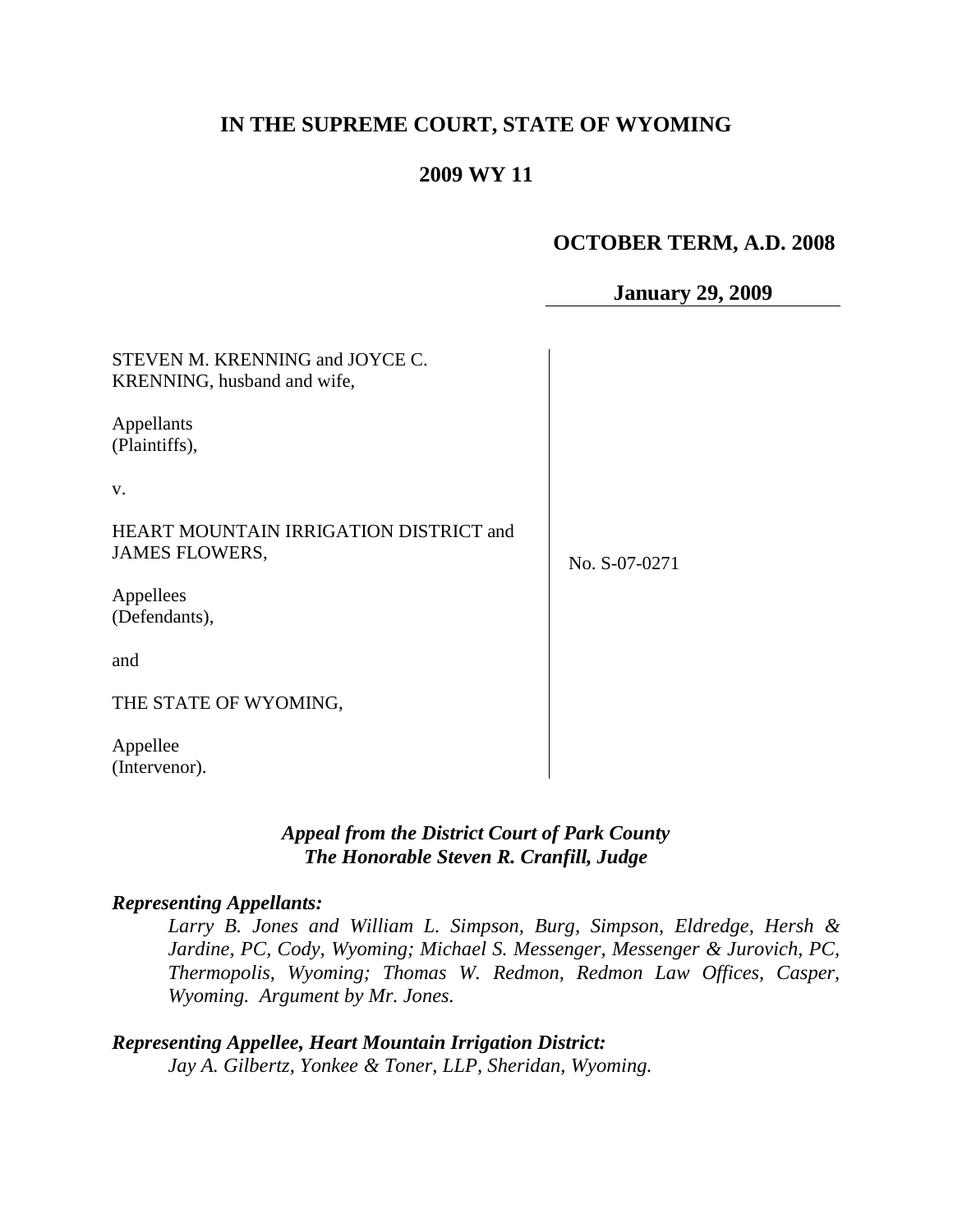# IN THE SUPREME COURT, STATE OF WYOMING

## 2009 WY 11

**OCTOBER TERM, A.D. 2008**

**January 29, 2009**

| | |
|---|---|
| STEVEN M. KRENNING and JOYCE C. KRENNING, husband and wife,<br><br>Appellants (Plaintiffs),<br><br>v.<br><br>HEART MOUNTAIN IRRIGATION DISTRICT and JAMES FLOWERS,<br><br>Appellees (Defendants),<br><br>and<br><br>THE STATE OF WYOMING,<br><br>Appellee (Intervenor). | No. S-07-0271 |

***Appeal from the District Court of Park County***
***The Honorable Steven R. Cranfill, Judge***

***Representing Appellants:***

*Larry B. Jones and William L. Simpson, Burg, Simpson, Eldredge, Hersh & Jardine, PC, Cody, Wyoming; Michael S. Messenger, Messenger & Jurovich, PC, Thermopolis, Wyoming; Thomas W. Redmon, Redmon Law Offices, Casper, Wyoming. Argument by Mr. Jones.*

***Representing Appellee, Heart Mountain Irrigation District:***

*Jay A. Gilbertz, Yonkee & Toner, LLP, Sheridan, Wyoming.*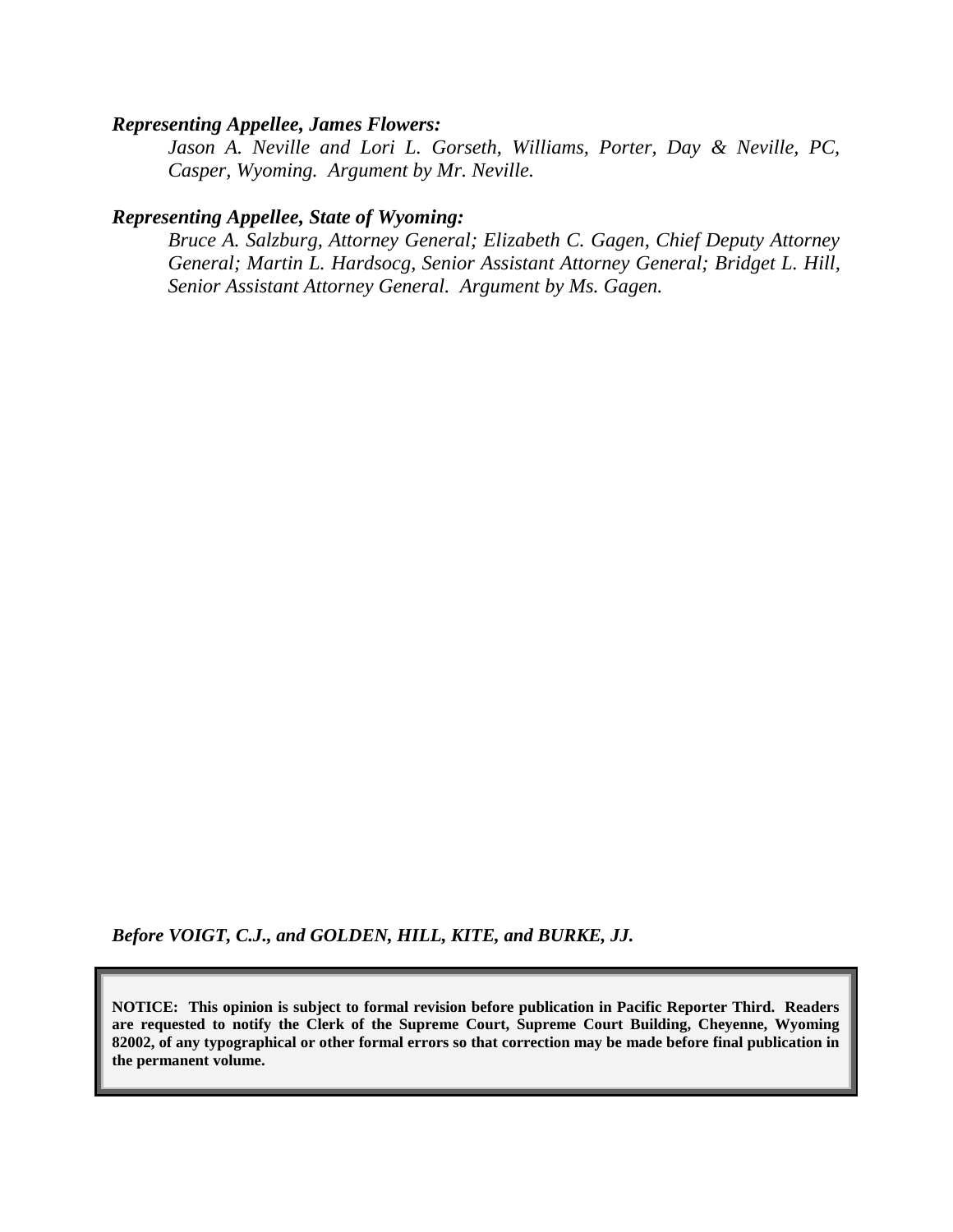***Representing Appellee, James Flowers:***

*Jason A. Neville and Lori L. Gorseth, Williams, Porter, Day & Neville, PC, Casper, Wyoming. Argument by Mr. Neville.*

***Representing Appellee, State of Wyoming:***

*Bruce A. Salzburg, Attorney General; Elizabeth C. Gagen, Chief Deputy Attorney General; Martin L. Hardsocg, Senior Assistant Attorney General; Bridget L. Hill, Senior Assistant Attorney General. Argument by Ms. Gagen.*

***Before VOIGT, C.J., and GOLDEN, HILL, KITE, and BURKE, JJ.***

**NOTICE: This opinion is subject to formal revision before publication in Pacific Reporter Third. Readers are requested to notify the Clerk of the Supreme Court, Supreme Court Building, Cheyenne, Wyoming 82002, of any typographical or other formal errors so that correction may be made before final publication in the permanent volume.**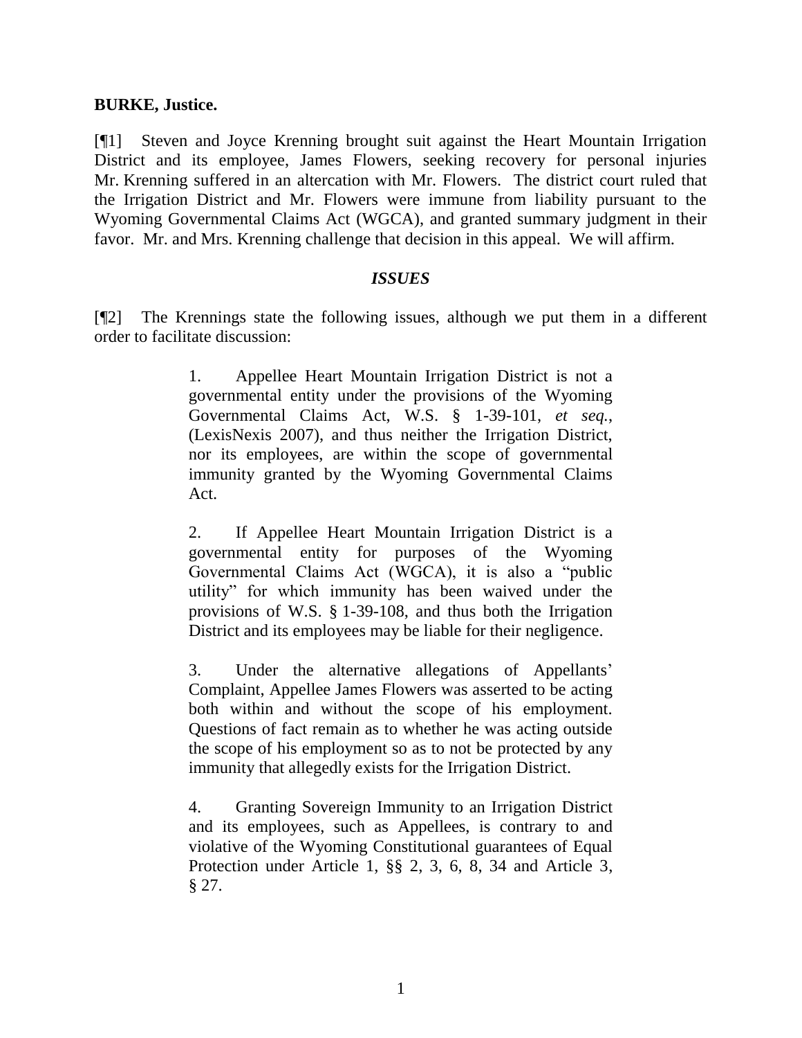**BURKE, Justice.**

[¶1] Steven and Joyce Krenning brought suit against the Heart Mountain Irrigation District and its employee, James Flowers, seeking recovery for personal injuries Mr. Krenning suffered in an altercation with Mr. Flowers. The district court ruled that the Irrigation District and Mr. Flowers were immune from liability pursuant to the Wyoming Governmental Claims Act (WGCA), and granted summary judgment in their favor. Mr. and Mrs. Krenning challenge that decision in this appeal. We will affirm.

### *ISSUES*

[¶2] The Krennings state the following issues, although we put them in a different order to facilitate discussion:

> 1. Appellee Heart Mountain Irrigation District is not a governmental entity under the provisions of the Wyoming Governmental Claims Act, W.S. § 1-39-101, *et seq.*, (LexisNexis 2007), and thus neither the Irrigation District, nor its employees, are within the scope of governmental immunity granted by the Wyoming Governmental Claims Act.
>
> 2. If Appellee Heart Mountain Irrigation District is a governmental entity for purposes of the Wyoming Governmental Claims Act (WGCA), it is also a "public utility" for which immunity has been waived under the provisions of W.S. § 1-39-108, and thus both the Irrigation District and its employees may be liable for their negligence.
>
> 3. Under the alternative allegations of Appellants' Complaint, Appellee James Flowers was asserted to be acting both within and without the scope of his employment. Questions of fact remain as to whether he was acting outside the scope of his employment so as to not be protected by any immunity that allegedly exists for the Irrigation District.
>
> 4. Granting Sovereign Immunity to an Irrigation District and its employees, such as Appellees, is contrary to and violative of the Wyoming Constitutional guarantees of Equal Protection under Article 1, §§ 2, 3, 6, 8, 34 and Article 3, § 27.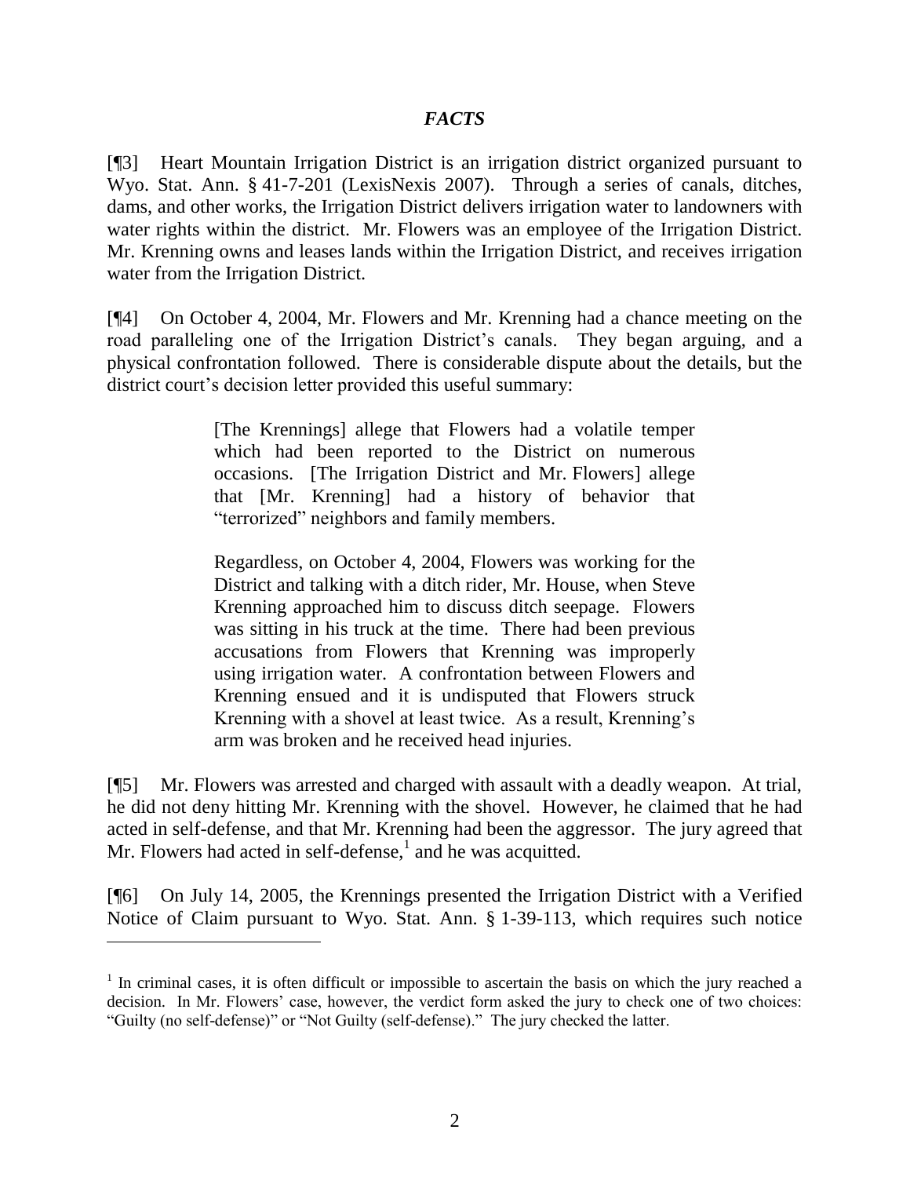## *FACTS*

[¶3] Heart Mountain Irrigation District is an irrigation district organized pursuant to Wyo. Stat. Ann. § 41-7-201 (LexisNexis 2007). Through a series of canals, ditches, dams, and other works, the Irrigation District delivers irrigation water to landowners with water rights within the district. Mr. Flowers was an employee of the Irrigation District. Mr. Krenning owns and leases lands within the Irrigation District, and receives irrigation water from the Irrigation District.

[¶4] On October 4, 2004, Mr. Flowers and Mr. Krenning had a chance meeting on the road paralleling one of the Irrigation District's canals. They began arguing, and a physical confrontation followed. There is considerable dispute about the details, but the district court's decision letter provided this useful summary:

> [The Krennings] allege that Flowers had a volatile temper which had been reported to the District on numerous occasions. [The Irrigation District and Mr. Flowers] allege that [Mr. Krenning] had a history of behavior that "terrorized" neighbors and family members.
>
> Regardless, on October 4, 2004, Flowers was working for the District and talking with a ditch rider, Mr. House, when Steve Krenning approached him to discuss ditch seepage. Flowers was sitting in his truck at the time. There had been previous accusations from Flowers that Krenning was improperly using irrigation water. A confrontation between Flowers and Krenning ensued and it is undisputed that Flowers struck Krenning with a shovel at least twice. As a result, Krenning's arm was broken and he received head injuries.

[¶5] Mr. Flowers was arrested and charged with assault with a deadly weapon. At trial, he did not deny hitting Mr. Krenning with the shovel. However, he claimed that he had acted in self-defense, and that Mr. Krenning had been the aggressor. The jury agreed that Mr. Flowers had acted in self-defense,[1] and he was acquitted.

[¶6] On July 14, 2005, the Krennings presented the Irrigation District with a Verified Notice of Claim pursuant to Wyo. Stat. Ann. § 1-39-113, which requires such notice

---

[1] In criminal cases, it is often difficult or impossible to ascertain the basis on which the jury reached a decision. In Mr. Flowers' case, however, the verdict form asked the jury to check one of two choices: "Guilty (no self-defense)" or "Not Guilty (self-defense)." The jury checked the latter.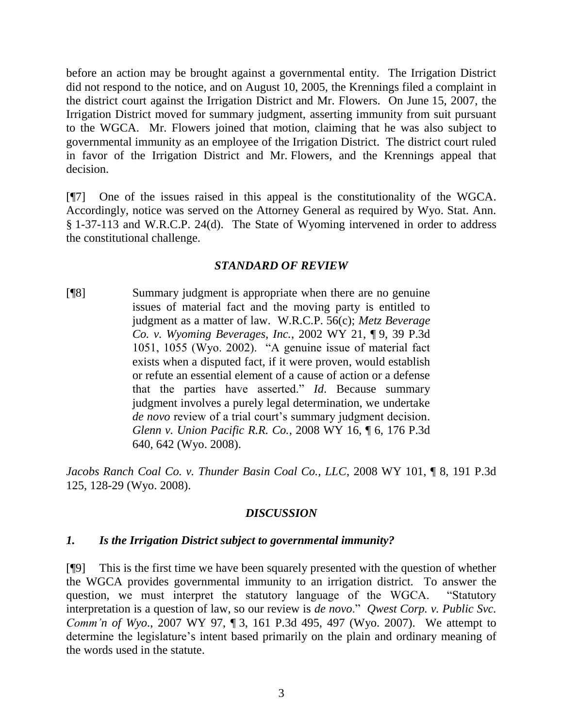before an action may be brought against a governmental entity. The Irrigation District did not respond to the notice, and on August 10, 2005, the Krennings filed a complaint in the district court against the Irrigation District and Mr. Flowers. On June 15, 2007, the Irrigation District moved for summary judgment, asserting immunity from suit pursuant to the WGCA. Mr. Flowers joined that motion, claiming that he was also subject to governmental immunity as an employee of the Irrigation District. The district court ruled in favor of the Irrigation District and Mr. Flowers, and the Krennings appeal that decision.

[¶7] One of the issues raised in this appeal is the constitutionality of the WGCA. Accordingly, notice was served on the Attorney General as required by Wyo. Stat. Ann. § 1-37-113 and W.R.C.P. 24(d). The State of Wyoming intervened in order to address the constitutional challenge.

### *STANDARD OF REVIEW*

> [¶8] Summary judgment is appropriate when there are no genuine issues of material fact and the moving party is entitled to judgment as a matter of law. W.R.C.P. 56(c); *Metz Beverage Co. v. Wyoming Beverages, Inc.*, 2002 WY 21, ¶ 9, 39 P.3d 1051, 1055 (Wyo. 2002). "A genuine issue of material fact exists when a disputed fact, if it were proven, would establish or refute an essential element of a cause of action or a defense that the parties have asserted." *Id*. Because summary judgment involves a purely legal determination, we undertake *de novo* review of a trial court's summary judgment decision. *Glenn v. Union Pacific R.R. Co.*, 2008 WY 16, ¶ 6, 176 P.3d 640, 642 (Wyo. 2008).

*Jacobs Ranch Coal Co. v. Thunder Basin Coal Co., LLC*, 2008 WY 101, ¶ 8, 191 P.3d 125, 128-29 (Wyo. 2008).

### *DISCUSSION*

#### *1. Is the Irrigation District subject to governmental immunity?*

[¶9] This is the first time we have been squarely presented with the question of whether the WGCA provides governmental immunity to an irrigation district. To answer the question, we must interpret the statutory language of the WGCA. "Statutory interpretation is a question of law, so our review is *de novo*." *Qwest Corp. v. Public Svc. Comm'n of Wyo*., 2007 WY 97, ¶ 3, 161 P.3d 495, 497 (Wyo. 2007). We attempt to determine the legislature's intent based primarily on the plain and ordinary meaning of the words used in the statute.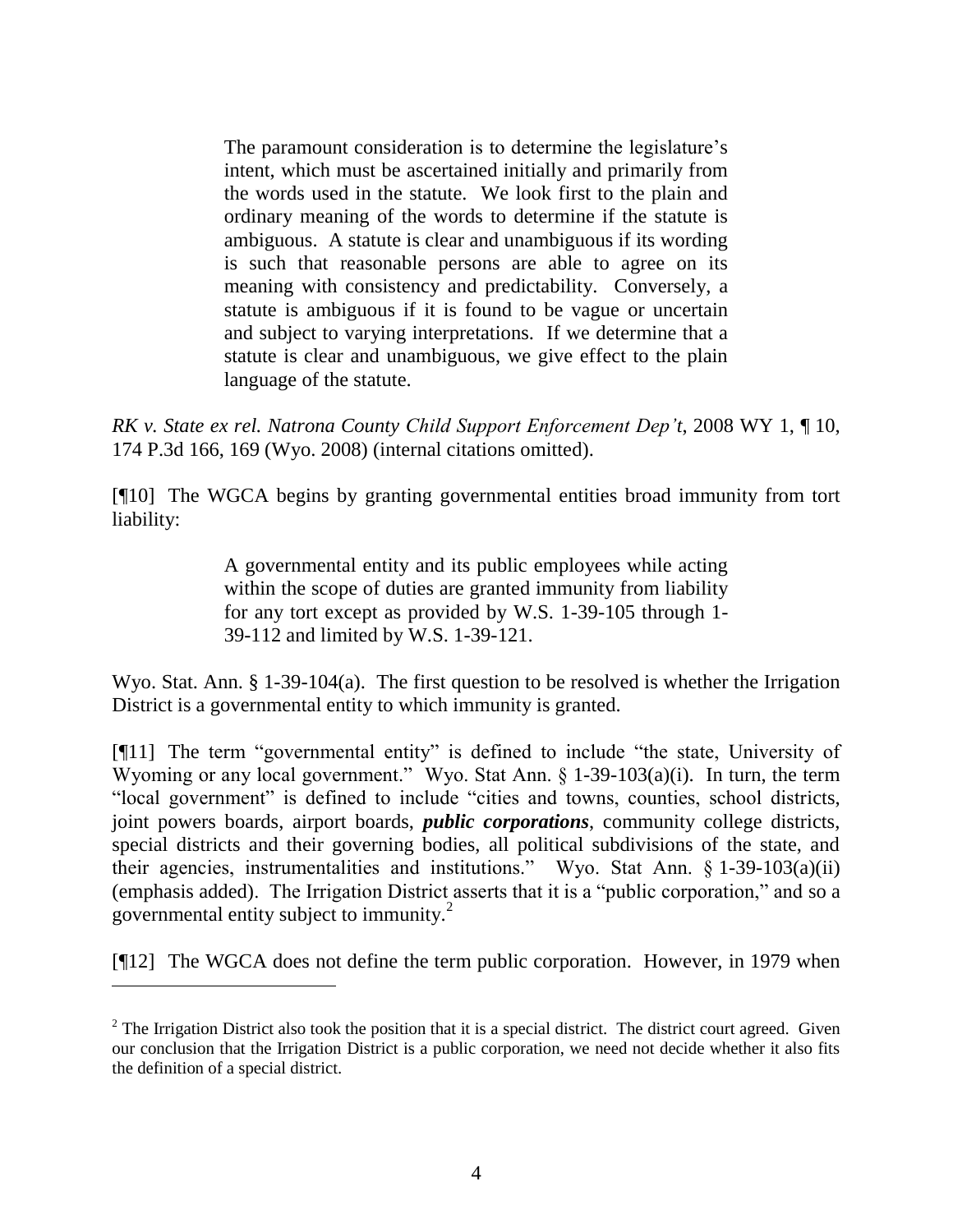> The paramount consideration is to determine the legislature's intent, which must be ascertained initially and primarily from the words used in the statute. We look first to the plain and ordinary meaning of the words to determine if the statute is ambiguous. A statute is clear and unambiguous if its wording is such that reasonable persons are able to agree on its meaning with consistency and predictability. Conversely, a statute is ambiguous if it is found to be vague or uncertain and subject to varying interpretations. If we determine that a statute is clear and unambiguous, we give effect to the plain language of the statute.

*RK v. State ex rel. Natrona County Child Support Enforcement Dep't*, 2008 WY 1, ¶ 10, 174 P.3d 166, 169 (Wyo. 2008) (internal citations omitted).

[¶10] The WGCA begins by granting governmental entities broad immunity from tort liability:

> A governmental entity and its public employees while acting within the scope of duties are granted immunity from liability for any tort except as provided by W.S. 1-39-105 through 1-39-112 and limited by W.S. 1-39-121.

Wyo. Stat. Ann. § 1-39-104(a). The first question to be resolved is whether the Irrigation District is a governmental entity to which immunity is granted.

[¶11] The term "governmental entity" is defined to include "the state, University of Wyoming or any local government." Wyo. Stat Ann. § 1-39-103(a)(i). In turn, the term "local government" is defined to include "cities and towns, counties, school districts, joint powers boards, airport boards, ***public corporations***, community college districts, special districts and their governing bodies, all political subdivisions of the state, and their agencies, instrumentalities and institutions." Wyo. Stat Ann. § 1-39-103(a)(ii) (emphasis added). The Irrigation District asserts that it is a "public corporation," and so a governmental entity subject to immunity.[2]

[¶12] The WGCA does not define the term public corporation. However, in 1979 when

[2] The Irrigation District also took the position that it is a special district. The district court agreed. Given our conclusion that the Irrigation District is a public corporation, we need not decide whether it also fits the definition of a special district.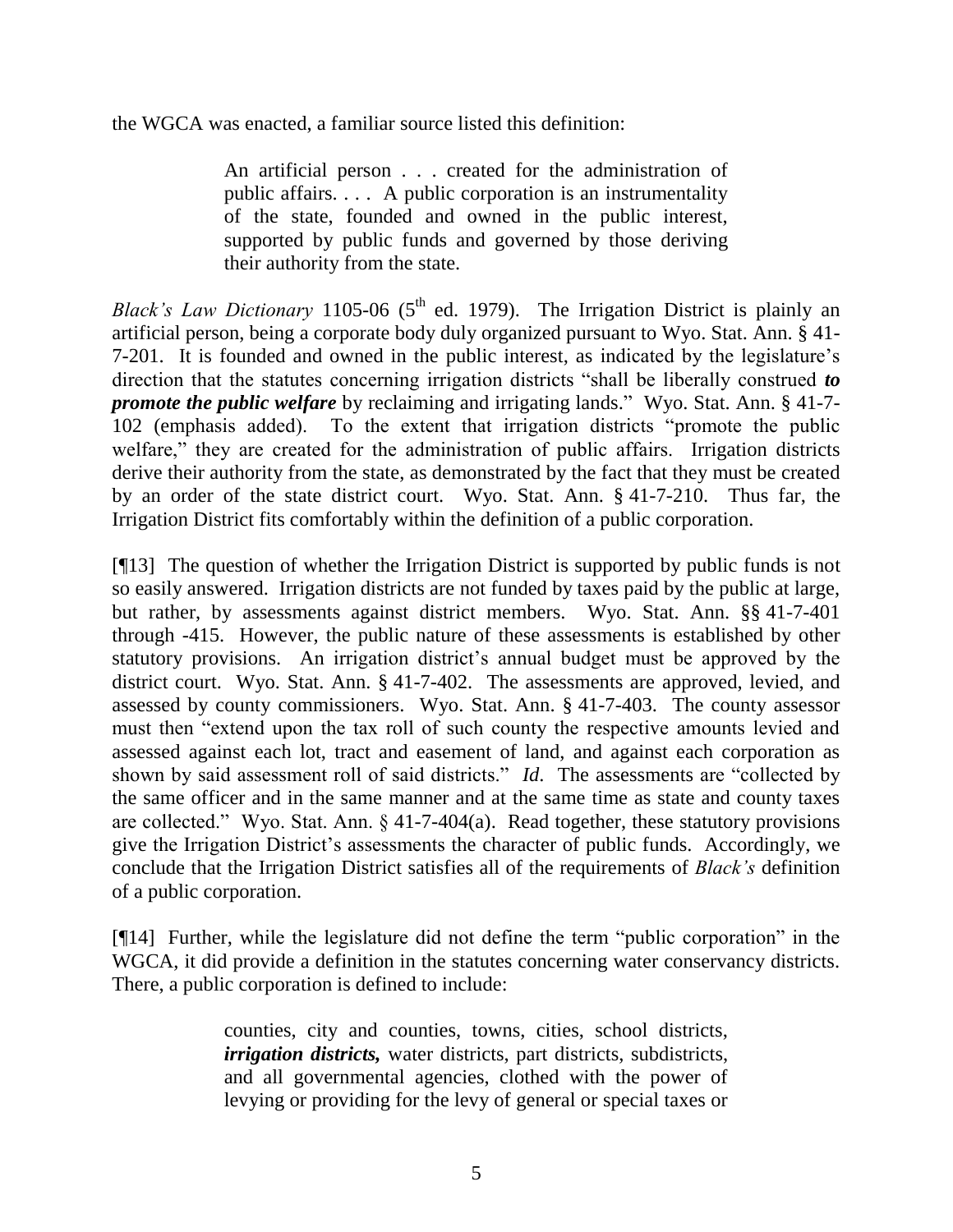the WGCA was enacted, a familiar source listed this definition:

> An artificial person . . . created for the administration of public affairs. . . . A public corporation is an instrumentality of the state, founded and owned in the public interest, supported by public funds and governed by those deriving their authority from the state.

*Black's Law Dictionary* 1105-06 (5th ed. 1979). The Irrigation District is plainly an artificial person, being a corporate body duly organized pursuant to Wyo. Stat. Ann. § 41-7-201. It is founded and owned in the public interest, as indicated by the legislature's direction that the statutes concerning irrigation districts "shall be liberally construed ***to promote the public welfare*** by reclaiming and irrigating lands." Wyo. Stat. Ann. § 41-7-102 (emphasis added). To the extent that irrigation districts "promote the public welfare," they are created for the administration of public affairs. Irrigation districts derive their authority from the state, as demonstrated by the fact that they must be created by an order of the state district court. Wyo. Stat. Ann. § 41-7-210. Thus far, the Irrigation District fits comfortably within the definition of a public corporation.

[¶13] The question of whether the Irrigation District is supported by public funds is not so easily answered. Irrigation districts are not funded by taxes paid by the public at large, but rather, by assessments against district members. Wyo. Stat. Ann. §§ 41-7-401 through -415. However, the public nature of these assessments is established by other statutory provisions. An irrigation district's annual budget must be approved by the district court. Wyo. Stat. Ann. § 41-7-402. The assessments are approved, levied, and assessed by county commissioners. Wyo. Stat. Ann. § 41-7-403. The county assessor must then "extend upon the tax roll of such county the respective amounts levied and assessed against each lot, tract and easement of land, and against each corporation as shown by said assessment roll of said districts." *Id*. The assessments are "collected by the same officer and in the same manner and at the same time as state and county taxes are collected." Wyo. Stat. Ann. § 41-7-404(a). Read together, these statutory provisions give the Irrigation District's assessments the character of public funds. Accordingly, we conclude that the Irrigation District satisfies all of the requirements of *Black's* definition of a public corporation.

[¶14] Further, while the legislature did not define the term "public corporation" in the WGCA, it did provide a definition in the statutes concerning water conservancy districts. There, a public corporation is defined to include:

> counties, city and counties, towns, cities, school districts, ***irrigation districts,*** water districts, part districts, subdistricts, and all governmental agencies, clothed with the power of levying or providing for the levy of general or special taxes or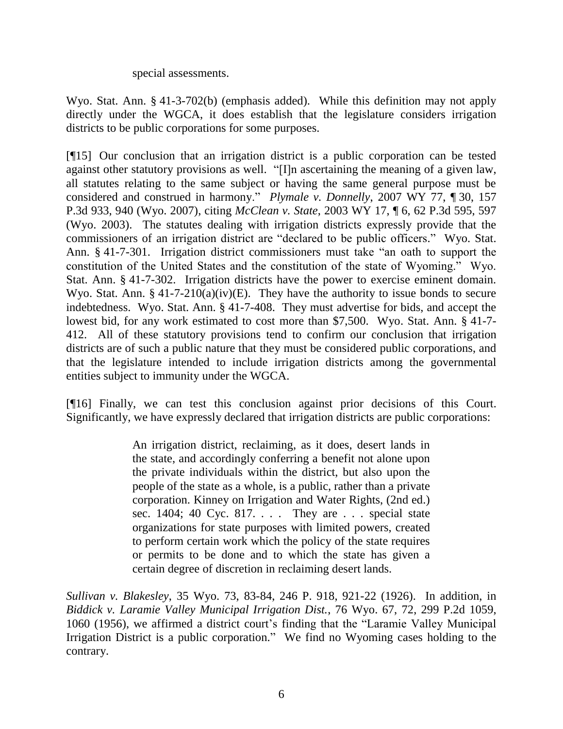special assessments.

Wyo. Stat. Ann. § 41-3-702(b) (emphasis added). While this definition may not apply directly under the WGCA, it does establish that the legislature considers irrigation districts to be public corporations for some purposes.

[¶15] Our conclusion that an irrigation district is a public corporation can be tested against other statutory provisions as well. "[I]n ascertaining the meaning of a given law, all statutes relating to the same subject or having the same general purpose must be considered and construed in harmony." *Plymale v. Donnelly*, 2007 WY 77, ¶ 30, 157 P.3d 933, 940 (Wyo. 2007), citing *McClean v. State*, 2003 WY 17, ¶ 6, 62 P.3d 595, 597 (Wyo. 2003). The statutes dealing with irrigation districts expressly provide that the commissioners of an irrigation district are "declared to be public officers." Wyo. Stat. Ann. § 41-7-301. Irrigation district commissioners must take "an oath to support the constitution of the United States and the constitution of the state of Wyoming." Wyo. Stat. Ann. § 41-7-302. Irrigation districts have the power to exercise eminent domain. Wyo. Stat. Ann. § 41-7-210(a)(iv)(E). They have the authority to issue bonds to secure indebtedness. Wyo. Stat. Ann. § 41-7-408. They must advertise for bids, and accept the lowest bid, for any work estimated to cost more than $7,500. Wyo. Stat. Ann. § 41-7-412. All of these statutory provisions tend to confirm our conclusion that irrigation districts are of such a public nature that they must be considered public corporations, and that the legislature intended to include irrigation districts among the governmental entities subject to immunity under the WGCA.

[¶16] Finally, we can test this conclusion against prior decisions of this Court. Significantly, we have expressly declared that irrigation districts are public corporations:

> An irrigation district, reclaiming, as it does, desert lands in the state, and accordingly conferring a benefit not alone upon the private individuals within the district, but also upon the people of the state as a whole, is a public, rather than a private corporation. Kinney on Irrigation and Water Rights, (2nd ed.) sec. 1404; 40 Cyc. 817. . . . They are . . . special state organizations for state purposes with limited powers, created to perform certain work which the policy of the state requires or permits to be done and to which the state has given a certain degree of discretion in reclaiming desert lands.

*Sullivan v. Blakesley*, 35 Wyo. 73, 83-84, 246 P. 918, 921-22 (1926). In addition, in *Biddick v. Laramie Valley Municipal Irrigation Dist.*, 76 Wyo. 67, 72, 299 P.2d 1059, 1060 (1956), we affirmed a district court's finding that the "Laramie Valley Municipal Irrigation District is a public corporation." We find no Wyoming cases holding to the contrary.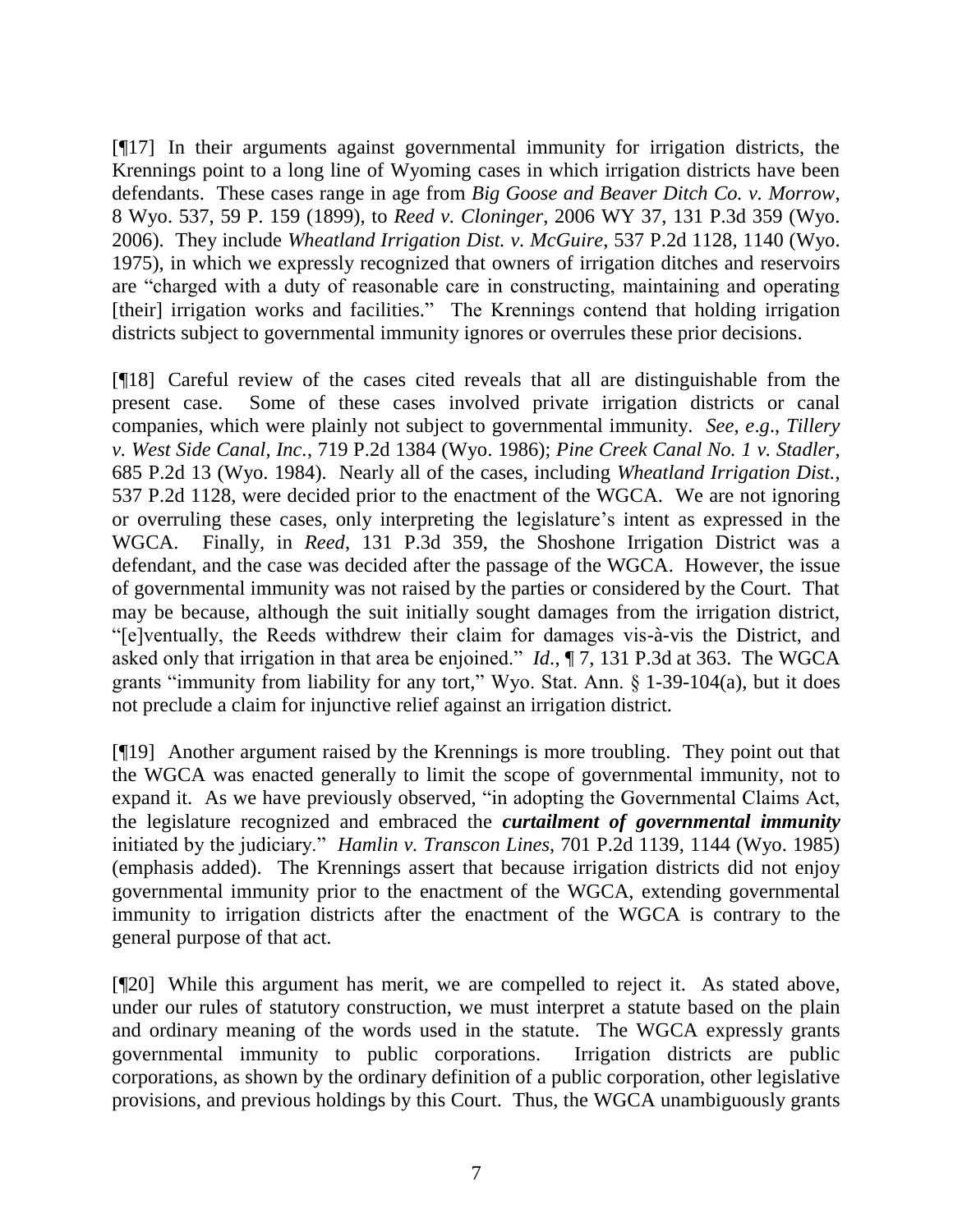[¶17] In their arguments against governmental immunity for irrigation districts, the Krennings point to a long line of Wyoming cases in which irrigation districts have been defendants. These cases range in age from *Big Goose and Beaver Ditch Co. v. Morrow*, 8 Wyo. 537, 59 P. 159 (1899), to *Reed v. Cloninger*, 2006 WY 37, 131 P.3d 359 (Wyo. 2006). They include *Wheatland Irrigation Dist. v. McGuire*, 537 P.2d 1128, 1140 (Wyo. 1975), in which we expressly recognized that owners of irrigation ditches and reservoirs are "charged with a duty of reasonable care in constructing, maintaining and operating [their] irrigation works and facilities." The Krennings contend that holding irrigation districts subject to governmental immunity ignores or overrules these prior decisions.

[¶18] Careful review of the cases cited reveals that all are distinguishable from the present case. Some of these cases involved private irrigation districts or canal companies, which were plainly not subject to governmental immunity. *See, e.g*., *Tillery v. West Side Canal, Inc.*, 719 P.2d 1384 (Wyo. 1986); *Pine Creek Canal No. 1 v. Stadler*, 685 P.2d 13 (Wyo. 1984). Nearly all of the cases, including *Wheatland Irrigation Dist.*, 537 P.2d 1128, were decided prior to the enactment of the WGCA. We are not ignoring or overruling these cases, only interpreting the legislature's intent as expressed in the WGCA. Finally, in *Reed*, 131 P.3d 359, the Shoshone Irrigation District was a defendant, and the case was decided after the passage of the WGCA. However, the issue of governmental immunity was not raised by the parties or considered by the Court. That may be because, although the suit initially sought damages from the irrigation district, "[e]ventually, the Reeds withdrew their claim for damages vis-à-vis the District, and asked only that irrigation in that area be enjoined." *Id*., ¶ 7, 131 P.3d at 363. The WGCA grants "immunity from liability for any tort," Wyo. Stat. Ann. § 1-39-104(a), but it does not preclude a claim for injunctive relief against an irrigation district.

[¶19] Another argument raised by the Krennings is more troubling. They point out that the WGCA was enacted generally to limit the scope of governmental immunity, not to expand it. As we have previously observed, "in adopting the Governmental Claims Act, the legislature recognized and embraced the ***curtailment of governmental immunity*** initiated by the judiciary." *Hamlin v. Transcon Lines*, 701 P.2d 1139, 1144 (Wyo. 1985) (emphasis added). The Krennings assert that because irrigation districts did not enjoy governmental immunity prior to the enactment of the WGCA, extending governmental immunity to irrigation districts after the enactment of the WGCA is contrary to the general purpose of that act.

[¶20] While this argument has merit, we are compelled to reject it. As stated above, under our rules of statutory construction, we must interpret a statute based on the plain and ordinary meaning of the words used in the statute. The WGCA expressly grants governmental immunity to public corporations. Irrigation districts are public corporations, as shown by the ordinary definition of a public corporation, other legislative provisions, and previous holdings by this Court. Thus, the WGCA unambiguously grants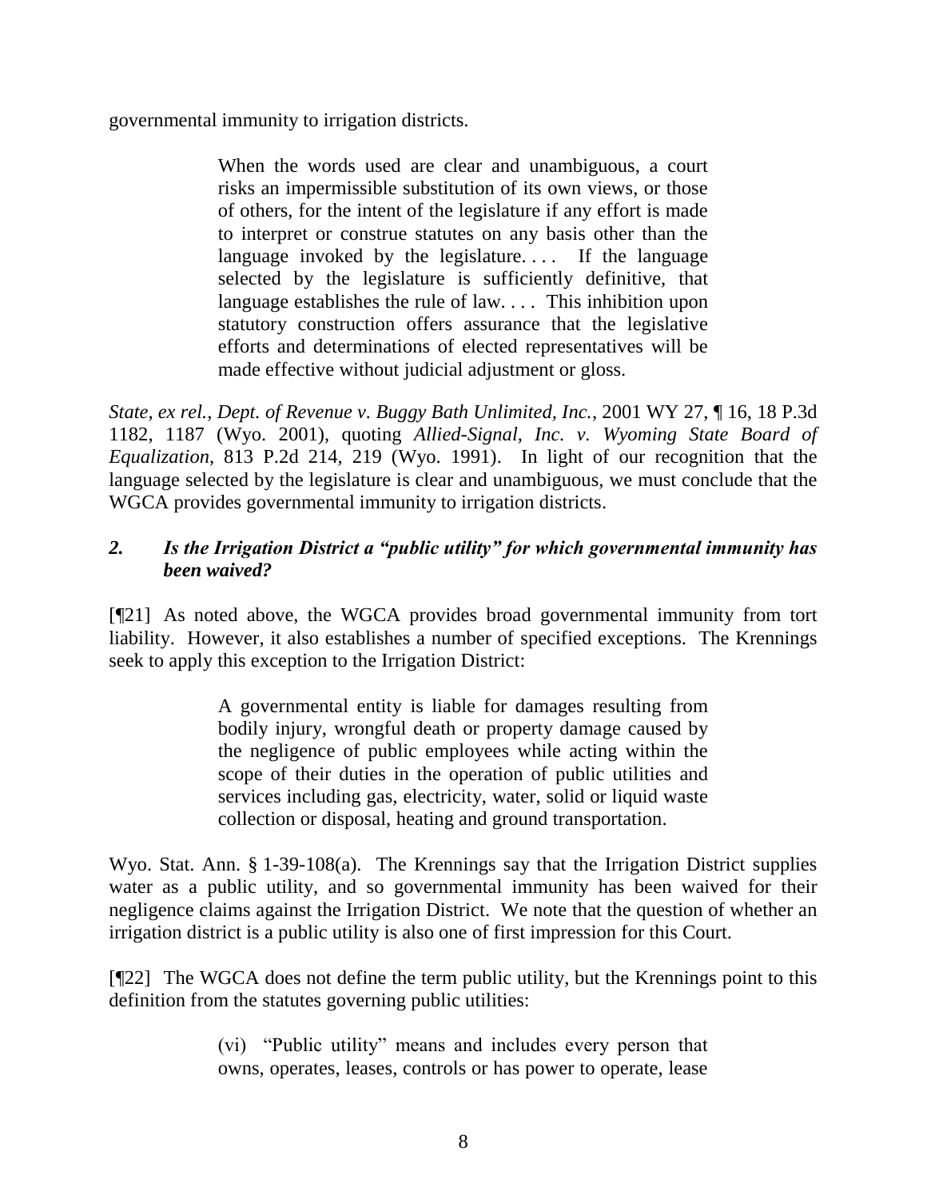governmental immunity to irrigation districts.

> When the words used are clear and unambiguous, a court risks an impermissible substitution of its own views, or those of others, for the intent of the legislature if any effort is made to interpret or construe statutes on any basis other than the language invoked by the legislature. . . . If the language selected by the legislature is sufficiently definitive, that language establishes the rule of law. . . . This inhibition upon statutory construction offers assurance that the legislative efforts and determinations of elected representatives will be made effective without judicial adjustment or gloss.

*State, ex rel., Dept. of Revenue v. Buggy Bath Unlimited, Inc.*, 2001 WY 27, ¶ 16, 18 P.3d 1182, 1187 (Wyo. 2001), quoting *Allied-Signal, Inc. v. Wyoming State Board of Equalization*, 813 P.2d 214, 219 (Wyo. 1991). In light of our recognition that the language selected by the legislature is clear and unambiguous, we must conclude that the WGCA provides governmental immunity to irrigation districts.

### *2. Is the Irrigation District a "public utility" for which governmental immunity has been waived?*

[¶21] As noted above, the WGCA provides broad governmental immunity from tort liability. However, it also establishes a number of specified exceptions. The Krennings seek to apply this exception to the Irrigation District:

> A governmental entity is liable for damages resulting from bodily injury, wrongful death or property damage caused by the negligence of public employees while acting within the scope of their duties in the operation of public utilities and services including gas, electricity, water, solid or liquid waste collection or disposal, heating and ground transportation.

Wyo. Stat. Ann. § 1-39-108(a). The Krennings say that the Irrigation District supplies water as a public utility, and so governmental immunity has been waived for their negligence claims against the Irrigation District. We note that the question of whether an irrigation district is a public utility is also one of first impression for this Court.

[¶22] The WGCA does not define the term public utility, but the Krennings point to this definition from the statutes governing public utilities:

> (vi) "Public utility" means and includes every person that owns, operates, leases, controls or has power to operate, lease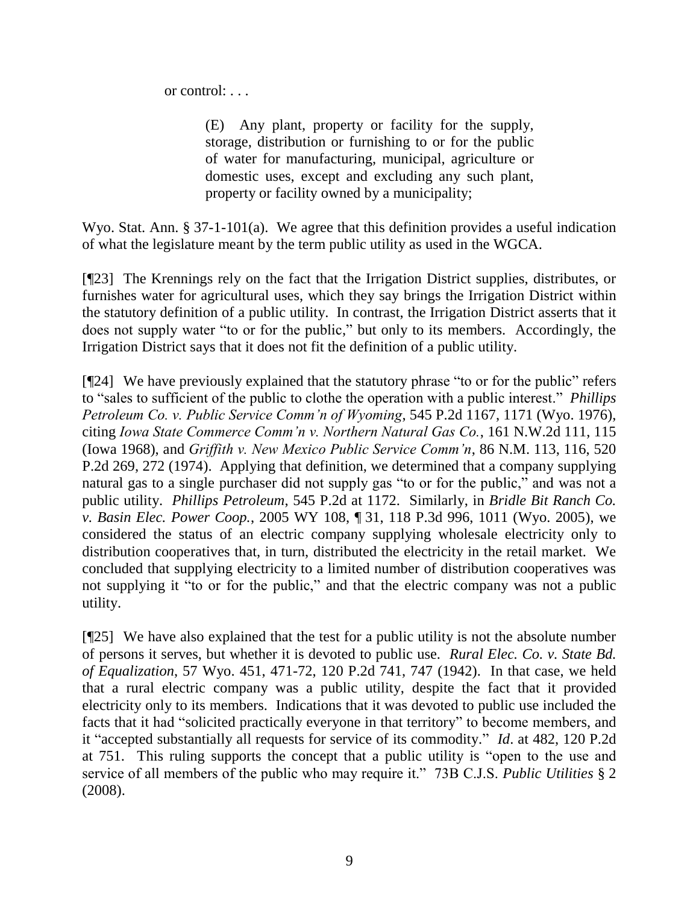or control: . . .

> (E) Any plant, property or facility for the supply, storage, distribution or furnishing to or for the public of water for manufacturing, municipal, agriculture or domestic uses, except and excluding any such plant, property or facility owned by a municipality;

Wyo. Stat. Ann. § 37-1-101(a). We agree that this definition provides a useful indication of what the legislature meant by the term public utility as used in the WGCA.

[¶23] The Krennings rely on the fact that the Irrigation District supplies, distributes, or furnishes water for agricultural uses, which they say brings the Irrigation District within the statutory definition of a public utility. In contrast, the Irrigation District asserts that it does not supply water "to or for the public," but only to its members. Accordingly, the Irrigation District says that it does not fit the definition of a public utility.

[¶24] We have previously explained that the statutory phrase "to or for the public" refers to "sales to sufficient of the public to clothe the operation with a public interest." *Phillips Petroleum Co. v. Public Service Comm'n of Wyoming*, 545 P.2d 1167, 1171 (Wyo. 1976), citing *Iowa State Commerce Comm'n v. Northern Natural Gas Co.*, 161 N.W.2d 111, 115 (Iowa 1968), and *Griffith v. New Mexico Public Service Comm'n*, 86 N.M. 113, 116, 520 P.2d 269, 272 (1974). Applying that definition, we determined that a company supplying natural gas to a single purchaser did not supply gas "to or for the public," and was not a public utility. *Phillips Petroleum*, 545 P.2d at 1172. Similarly, in *Bridle Bit Ranch Co. v. Basin Elec. Power Coop.*, 2005 WY 108, ¶ 31, 118 P.3d 996, 1011 (Wyo. 2005), we considered the status of an electric company supplying wholesale electricity only to distribution cooperatives that, in turn, distributed the electricity in the retail market. We concluded that supplying electricity to a limited number of distribution cooperatives was not supplying it "to or for the public," and that the electric company was not a public utility.

[¶25] We have also explained that the test for a public utility is not the absolute number of persons it serves, but whether it is devoted to public use. *Rural Elec. Co. v. State Bd. of Equalization*, 57 Wyo. 451, 471-72, 120 P.2d 741, 747 (1942). In that case, we held that a rural electric company was a public utility, despite the fact that it provided electricity only to its members. Indications that it was devoted to public use included the facts that it had "solicited practically everyone in that territory" to become members, and it "accepted substantially all requests for service of its commodity." *Id*. at 482, 120 P.2d at 751. This ruling supports the concept that a public utility is "open to the use and service of all members of the public who may require it." 73B C.J.S. *Public Utilities* § 2 (2008).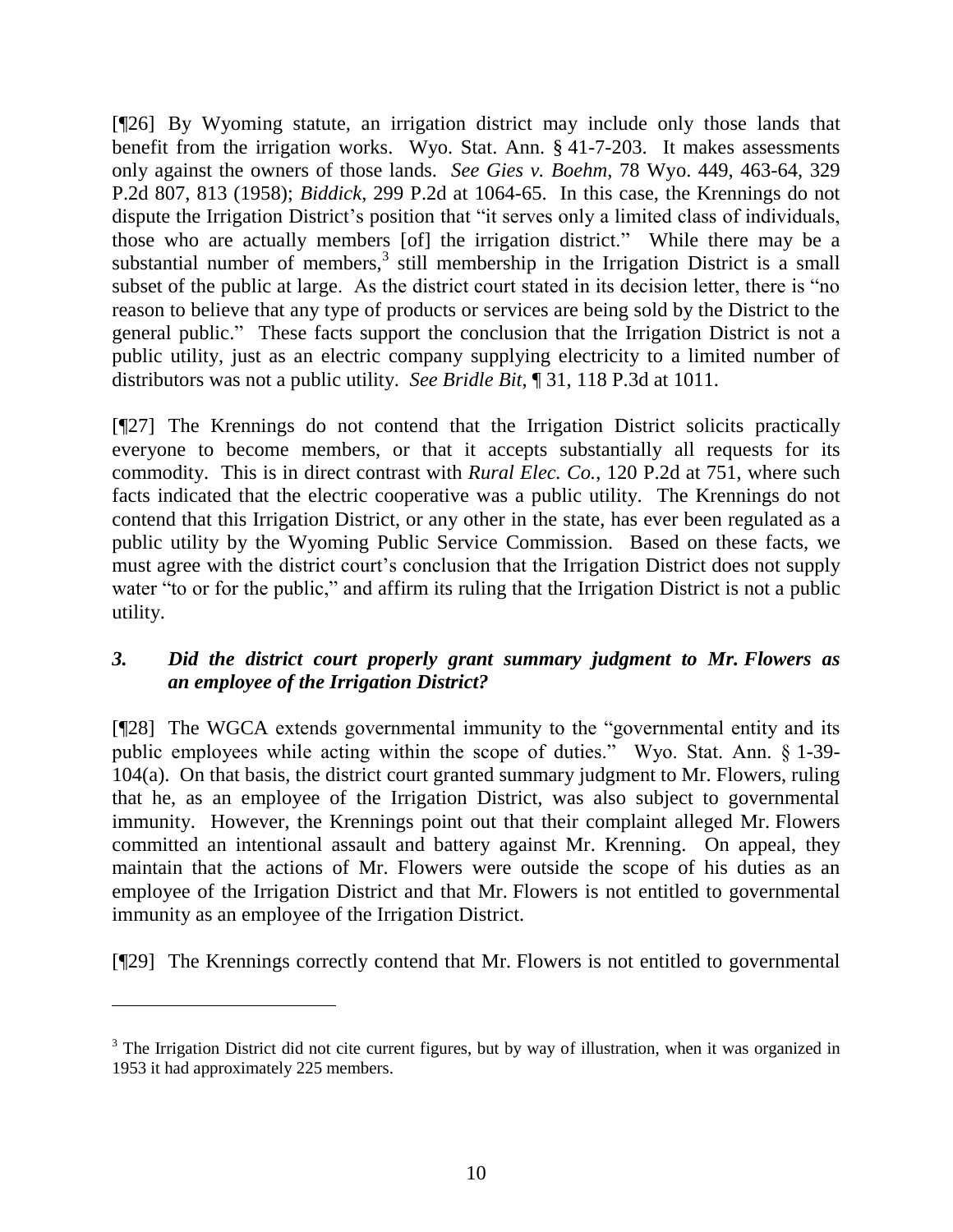[¶26] By Wyoming statute, an irrigation district may include only those lands that benefit from the irrigation works. Wyo. Stat. Ann. § 41-7-203. It makes assessments only against the owners of those lands. *See Gies v. Boehm*, 78 Wyo. 449, 463-64, 329 P.2d 807, 813 (1958); *Biddick*, 299 P.2d at 1064-65. In this case, the Krennings do not dispute the Irrigation District's position that "it serves only a limited class of individuals, those who are actually members [of] the irrigation district." While there may be a substantial number of members,[3] still membership in the Irrigation District is a small subset of the public at large. As the district court stated in its decision letter, there is "no reason to believe that any type of products or services are being sold by the District to the general public." These facts support the conclusion that the Irrigation District is not a public utility, just as an electric company supplying electricity to a limited number of distributors was not a public utility. *See Bridle Bit*, ¶ 31, 118 P.3d at 1011.

[¶27] The Krennings do not contend that the Irrigation District solicits practically everyone to become members, or that it accepts substantially all requests for its commodity. This is in direct contrast with *Rural Elec. Co.*, 120 P.2d at 751, where such facts indicated that the electric cooperative was a public utility. The Krennings do not contend that this Irrigation District, or any other in the state, has ever been regulated as a public utility by the Wyoming Public Service Commission. Based on these facts, we must agree with the district court's conclusion that the Irrigation District does not supply water "to or for the public," and affirm its ruling that the Irrigation District is not a public utility.

### *3. Did the district court properly grant summary judgment to Mr. Flowers as an employee of the Irrigation District?*

[¶28] The WGCA extends governmental immunity to the "governmental entity and its public employees while acting within the scope of duties." Wyo. Stat. Ann. § 1-39-104(a). On that basis, the district court granted summary judgment to Mr. Flowers, ruling that he, as an employee of the Irrigation District, was also subject to governmental immunity. However, the Krennings point out that their complaint alleged Mr. Flowers committed an intentional assault and battery against Mr. Krenning. On appeal, they maintain that the actions of Mr. Flowers were outside the scope of his duties as an employee of the Irrigation District and that Mr. Flowers is not entitled to governmental immunity as an employee of the Irrigation District.

[¶29] The Krennings correctly contend that Mr. Flowers is not entitled to governmental

---

[3] The Irrigation District did not cite current figures, but by way of illustration, when it was organized in 1953 it had approximately 225 members.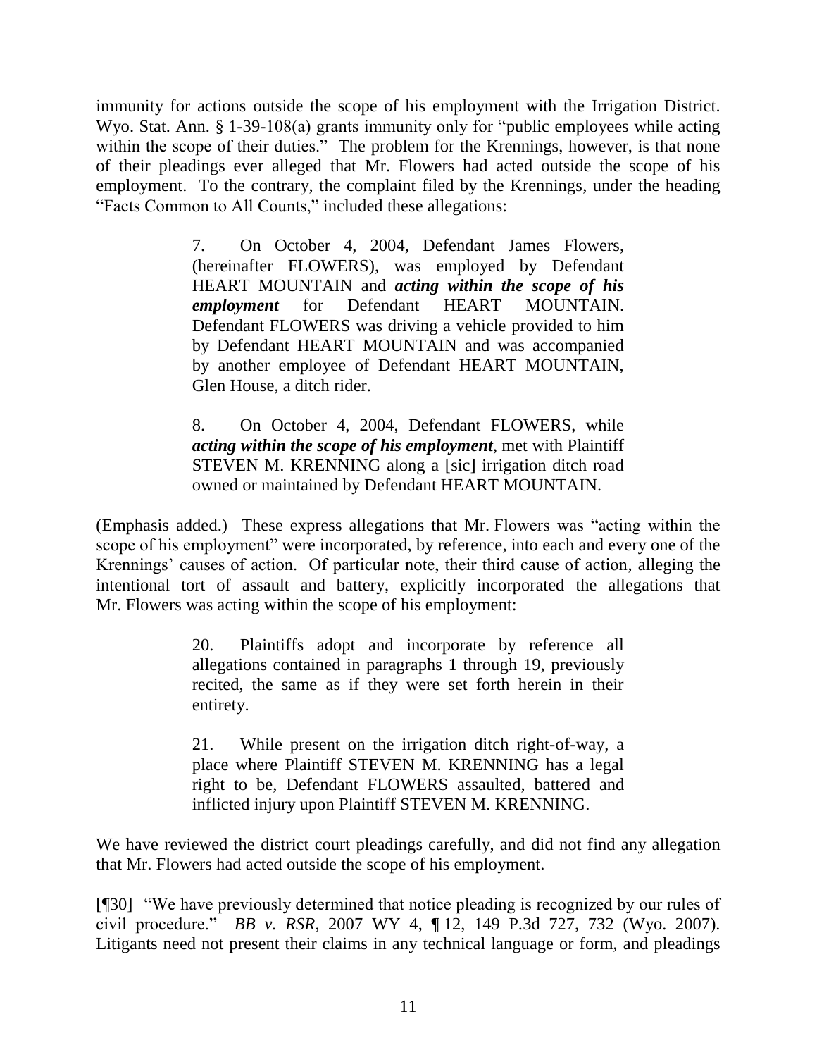immunity for actions outside the scope of his employment with the Irrigation District. Wyo. Stat. Ann. § 1-39-108(a) grants immunity only for "public employees while acting within the scope of their duties." The problem for the Krennings, however, is that none of their pleadings ever alleged that Mr. Flowers had acted outside the scope of his employment. To the contrary, the complaint filed by the Krennings, under the heading "Facts Common to All Counts," included these allegations:

> 7. On October 4, 2004, Defendant James Flowers, (hereinafter FLOWERS), was employed by Defendant HEART MOUNTAIN and ***acting within the scope of his employment*** for Defendant HEART MOUNTAIN. Defendant FLOWERS was driving a vehicle provided to him by Defendant HEART MOUNTAIN and was accompanied by another employee of Defendant HEART MOUNTAIN, Glen House, a ditch rider.
>
> 8. On October 4, 2004, Defendant FLOWERS, while ***acting within the scope of his employment***, met with Plaintiff STEVEN M. KRENNING along a [sic] irrigation ditch road owned or maintained by Defendant HEART MOUNTAIN.

(Emphasis added.) These express allegations that Mr. Flowers was "acting within the scope of his employment" were incorporated, by reference, into each and every one of the Krennings' causes of action. Of particular note, their third cause of action, alleging the intentional tort of assault and battery, explicitly incorporated the allegations that Mr. Flowers was acting within the scope of his employment:

> 20. Plaintiffs adopt and incorporate by reference all allegations contained in paragraphs 1 through 19, previously recited, the same as if they were set forth herein in their entirety.
>
> 21. While present on the irrigation ditch right-of-way, a place where Plaintiff STEVEN M. KRENNING has a legal right to be, Defendant FLOWERS assaulted, battered and inflicted injury upon Plaintiff STEVEN M. KRENNING.

We have reviewed the district court pleadings carefully, and did not find any allegation that Mr. Flowers had acted outside the scope of his employment.

[¶30] "We have previously determined that notice pleading is recognized by our rules of civil procedure." *BB v. RSR*, 2007 WY 4, ¶ 12, 149 P.3d 727, 732 (Wyo. 2007). Litigants need not present their claims in any technical language or form, and pleadings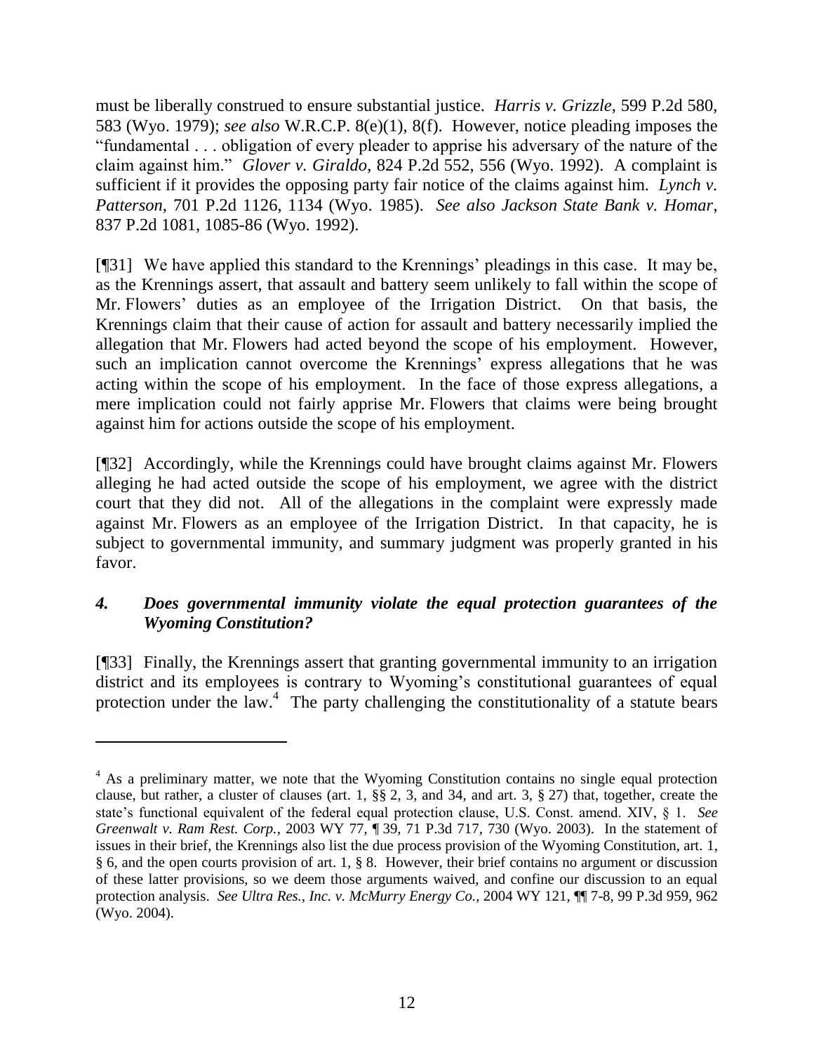must be liberally construed to ensure substantial justice. *Harris v. Grizzle*, 599 P.2d 580, 583 (Wyo. 1979); *see also* W.R.C.P. 8(e)(1), 8(f). However, notice pleading imposes the "fundamental . . . obligation of every pleader to apprise his adversary of the nature of the claim against him." *Glover v. Giraldo*, 824 P.2d 552, 556 (Wyo. 1992). A complaint is sufficient if it provides the opposing party fair notice of the claims against him. *Lynch v. Patterson*, 701 P.2d 1126, 1134 (Wyo. 1985). *See also Jackson State Bank v. Homar*, 837 P.2d 1081, 1085-86 (Wyo. 1992).

[¶31] We have applied this standard to the Krennings' pleadings in this case. It may be, as the Krennings assert, that assault and battery seem unlikely to fall within the scope of Mr. Flowers' duties as an employee of the Irrigation District. On that basis, the Krennings claim that their cause of action for assault and battery necessarily implied the allegation that Mr. Flowers had acted beyond the scope of his employment. However, such an implication cannot overcome the Krennings' express allegations that he was acting within the scope of his employment. In the face of those express allegations, a mere implication could not fairly apprise Mr. Flowers that claims were being brought against him for actions outside the scope of his employment.

[¶32] Accordingly, while the Krennings could have brought claims against Mr. Flowers alleging he had acted outside the scope of his employment, we agree with the district court that they did not. All of the allegations in the complaint were expressly made against Mr. Flowers as an employee of the Irrigation District. In that capacity, he is subject to governmental immunity, and summary judgment was properly granted in his favor.

### *4. Does governmental immunity violate the equal protection guarantees of the Wyoming Constitution?*

[¶33] Finally, the Krennings assert that granting governmental immunity to an irrigation district and its employees is contrary to Wyoming's constitutional guarantees of equal protection under the law.[4] The party challenging the constitutionality of a statute bears

---

[4] As a preliminary matter, we note that the Wyoming Constitution contains no single equal protection clause, but rather, a cluster of clauses (art. 1, §§ 2, 3, and 34, and art. 3, § 27) that, together, create the state's functional equivalent of the federal equal protection clause, U.S. Const. amend. XIV, § 1. *See Greenwalt v. Ram Rest. Corp.*, 2003 WY 77, ¶ 39, 71 P.3d 717, 730 (Wyo. 2003). In the statement of issues in their brief, the Krennings also list the due process provision of the Wyoming Constitution, art. 1, § 6, and the open courts provision of art. 1, § 8. However, their brief contains no argument or discussion of these latter provisions, so we deem those arguments waived, and confine our discussion to an equal protection analysis. *See Ultra Res., Inc. v. McMurry Energy Co.*, 2004 WY 121, ¶¶ 7-8, 99 P.3d 959, 962 (Wyo. 2004).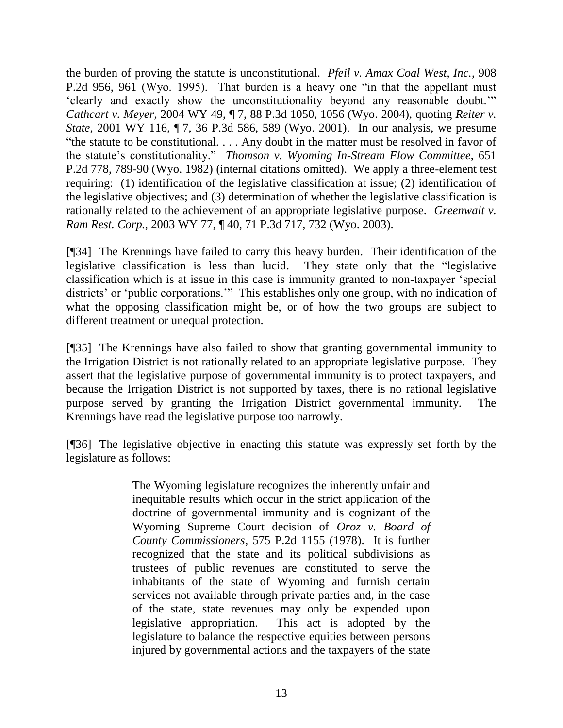the burden of proving the statute is unconstitutional. *Pfeil v. Amax Coal West, Inc.*, 908 P.2d 956, 961 (Wyo. 1995). That burden is a heavy one "in that the appellant must 'clearly and exactly show the unconstitutionality beyond any reasonable doubt.'" *Cathcart v. Meyer*, 2004 WY 49, ¶ 7, 88 P.3d 1050, 1056 (Wyo. 2004), quoting *Reiter v. State*, 2001 WY 116, ¶ 7, 36 P.3d 586, 589 (Wyo. 2001). In our analysis, we presume "the statute to be constitutional. . . . Any doubt in the matter must be resolved in favor of the statute's constitutionality." *Thomson v. Wyoming In-Stream Flow Committee*, 651 P.2d 778, 789-90 (Wyo. 1982) (internal citations omitted). We apply a three-element test requiring: (1) identification of the legislative classification at issue; (2) identification of the legislative objectives; and (3) determination of whether the legislative classification is rationally related to the achievement of an appropriate legislative purpose. *Greenwalt v. Ram Rest. Corp.*, 2003 WY 77, ¶ 40, 71 P.3d 717, 732 (Wyo. 2003).

[¶34] The Krennings have failed to carry this heavy burden. Their identification of the legislative classification is less than lucid. They state only that the "legislative classification which is at issue in this case is immunity granted to non-taxpayer 'special districts' or 'public corporations.'" This establishes only one group, with no indication of what the opposing classification might be, or of how the two groups are subject to different treatment or unequal protection.

[¶35] The Krennings have also failed to show that granting governmental immunity to the Irrigation District is not rationally related to an appropriate legislative purpose. They assert that the legislative purpose of governmental immunity is to protect taxpayers, and because the Irrigation District is not supported by taxes, there is no rational legislative purpose served by granting the Irrigation District governmental immunity. The Krennings have read the legislative purpose too narrowly.

[¶36] The legislative objective in enacting this statute was expressly set forth by the legislature as follows:

> The Wyoming legislature recognizes the inherently unfair and inequitable results which occur in the strict application of the doctrine of governmental immunity and is cognizant of the Wyoming Supreme Court decision of *Oroz v. Board of County Commissioners*, 575 P.2d 1155 (1978). It is further recognized that the state and its political subdivisions as trustees of public revenues are constituted to serve the inhabitants of the state of Wyoming and furnish certain services not available through private parties and, in the case of the state, state revenues may only be expended upon legislative appropriation. This act is adopted by the legislature to balance the respective equities between persons injured by governmental actions and the taxpayers of the state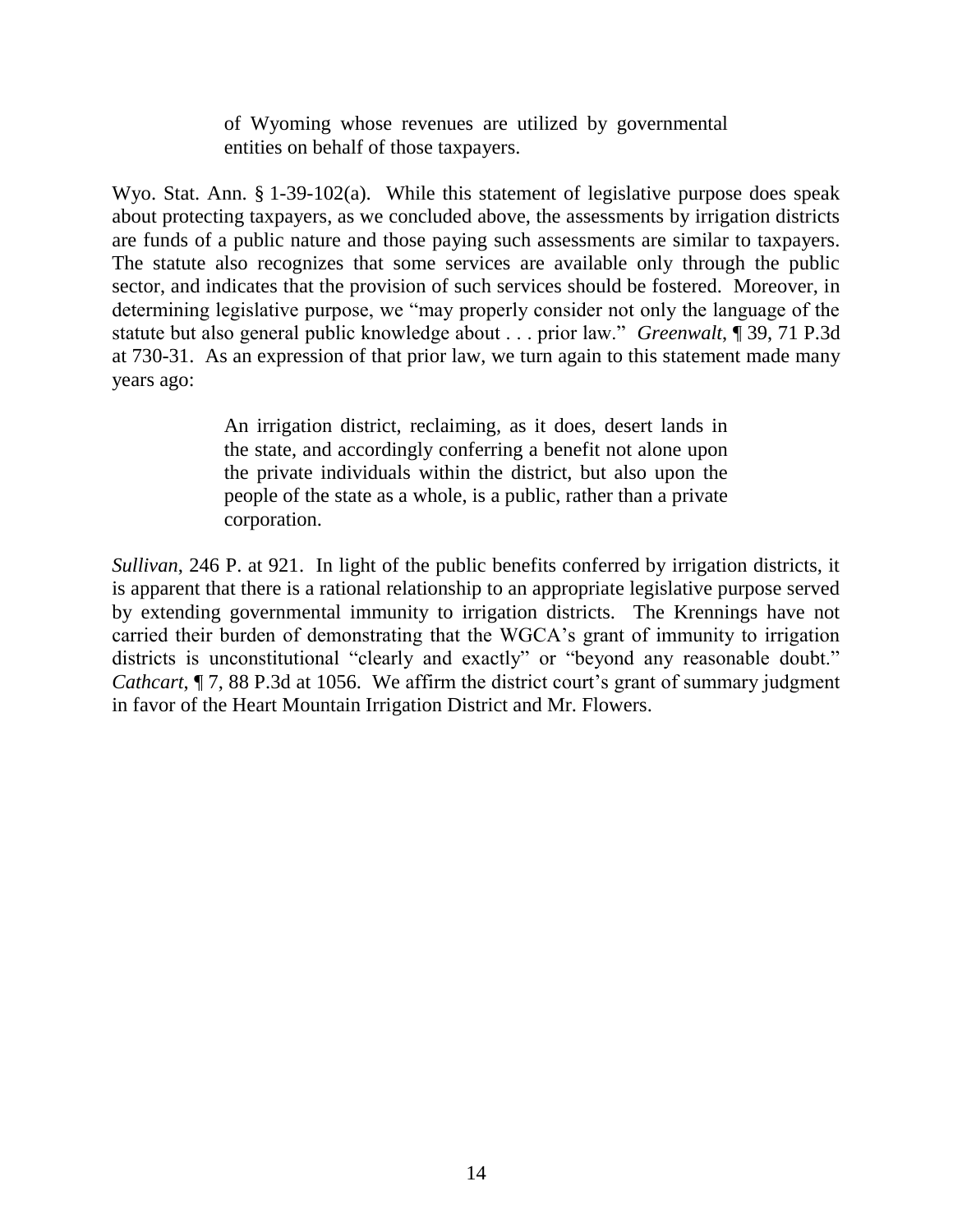> of Wyoming whose revenues are utilized by governmental entities on behalf of those taxpayers.

Wyo. Stat. Ann. § 1-39-102(a). While this statement of legislative purpose does speak about protecting taxpayers, as we concluded above, the assessments by irrigation districts are funds of a public nature and those paying such assessments are similar to taxpayers. The statute also recognizes that some services are available only through the public sector, and indicates that the provision of such services should be fostered. Moreover, in determining legislative purpose, we "may properly consider not only the language of the statute but also general public knowledge about . . . prior law." *Greenwalt*, ¶ 39, 71 P.3d at 730-31. As an expression of that prior law, we turn again to this statement made many years ago:

> An irrigation district, reclaiming, as it does, desert lands in the state, and accordingly conferring a benefit not alone upon the private individuals within the district, but also upon the people of the state as a whole, is a public, rather than a private corporation.

*Sullivan*, 246 P. at 921. In light of the public benefits conferred by irrigation districts, it is apparent that there is a rational relationship to an appropriate legislative purpose served by extending governmental immunity to irrigation districts. The Krennings have not carried their burden of demonstrating that the WGCA's grant of immunity to irrigation districts is unconstitutional "clearly and exactly" or "beyond any reasonable doubt." *Cathcart*, ¶ 7, 88 P.3d at 1056. We affirm the district court's grant of summary judgment in favor of the Heart Mountain Irrigation District and Mr. Flowers.